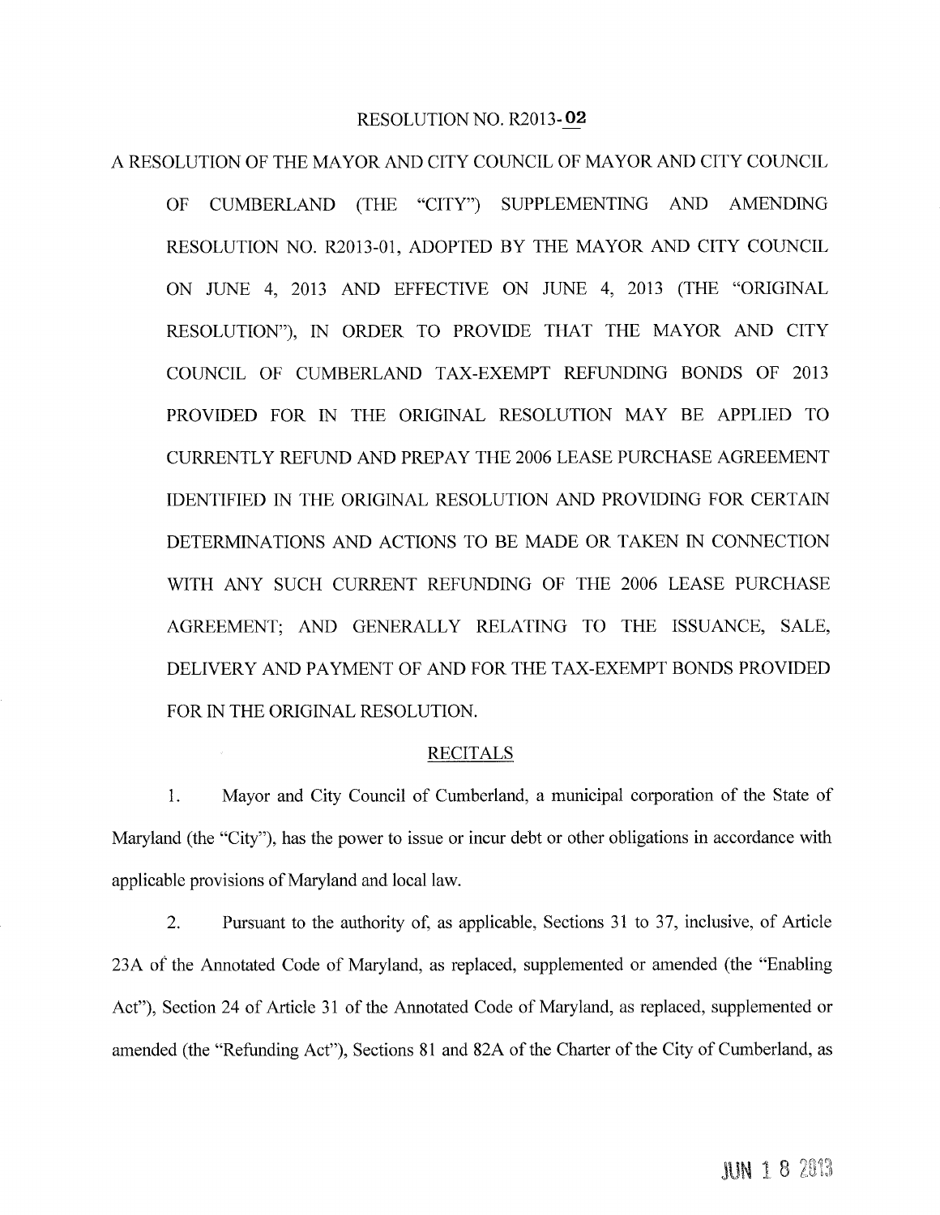# RESOLUTION NO. R2013-02

A RESOLUTION OF THE MAYOR AND CITY COUNCIL OF MAYOR AND CITY COUNCIL OF CUMBERLAND (THE "CITY") SUPPLEMENTING AND AMENDING RESOLUTION NO. R2013-01, ADOPTED BY THE MAYOR AND CITY COUNCIL ON JUNE 4, 2013 AND EFFECTIVE ON JUNE 4, 2013 (THE "ORIGINAL RESOLUTION"), IN ORDER TO PROVIDE THAT THE MAYOR AND CITY COUNCIL OF CUMBERLAND TAX-EXEMPT REFUNDING BONDS OF 2013 PROVIDED FOR IN THE ORIGINAL RESOLUTION MAY BE APPLIED TO CURRENTLY REFUND AND PREPAY THE 2006 LEASE PURCHASE AGREEMENT IDENTIFIED IN THE ORIGINAL RESOLUTION AND PROVIDING FOR CERTAIN DETERMINATIONS AND ACTIONS TO BE MADE OR TAKEN IN CONNECTION WITH ANY SUCH CURRENT REFUNDING OF THE 2006 LEASE PURCHASE AGREEMENT; AND GENERALLY RELATING TO THE ISSUANCE, SALE, DELIVERY AND PAYMENT OF AND FOR THE TAX-EXEMPT BONDS PROVIDED FOR IN THE ORIGINAL RESOLUTION.

## RECITALS

1. Mayor and City Council of Cumberland, a municipal corporation of the State of Maryland (the "City"), has the power to issue or incur debt or other obligations in accordance with applicable provisions of Maryland and local law.

2. Pursuant to the authority of, as applicable, Sections 31 to 37, inclusive, of Article 23A of the Annotated Code of Maryland, as replaced, supplemented or amended (the "Enabling Act"), Section 24 of Article 31 of the Annotated Code of Maryland, as replaced, supplemented or amended (the "Refunding Act"), Sections 81 and 82A of the Charter of the City of Cumberland, as

JUN 18 2013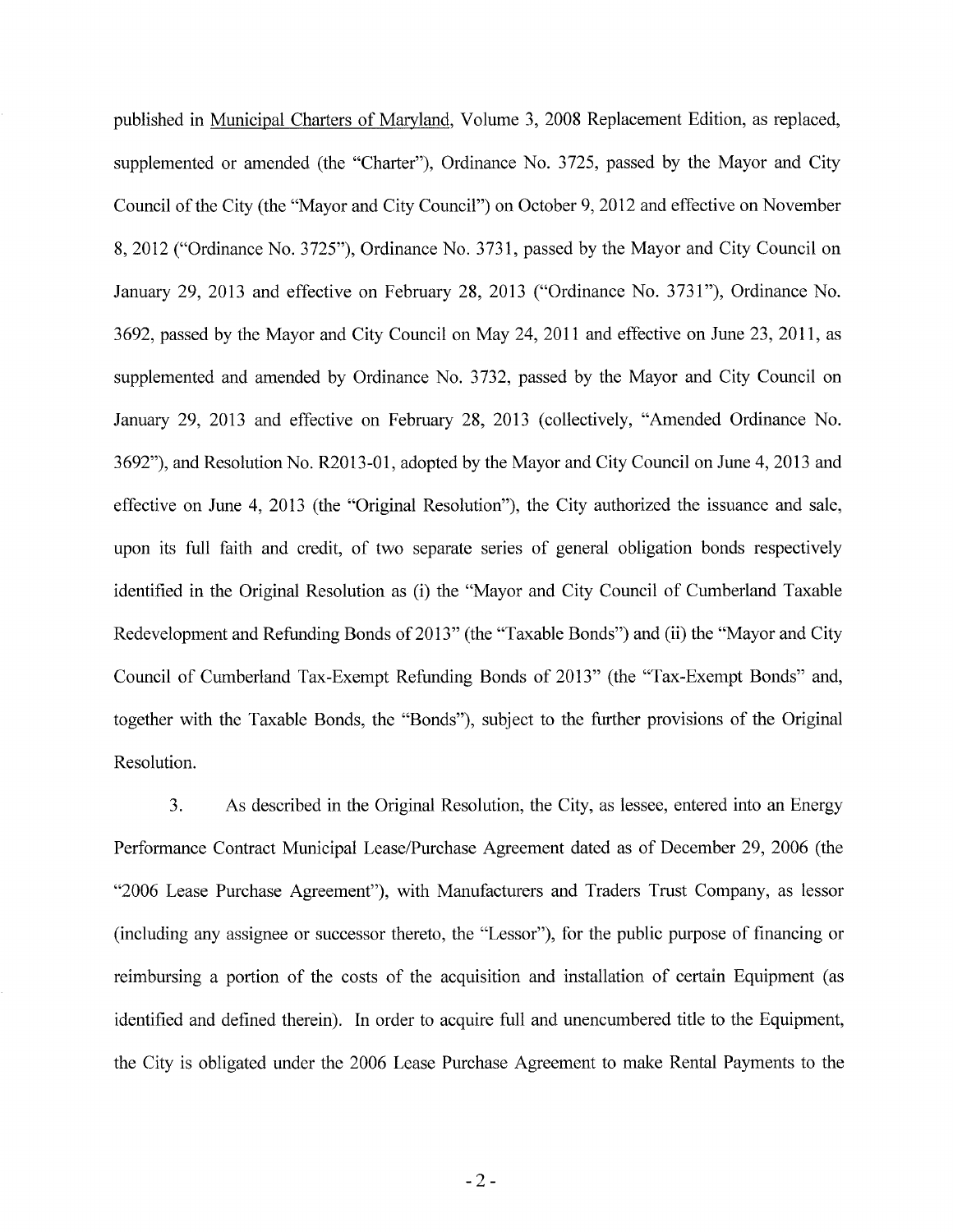published in Municipal Charters of Maryland, Volume 3, 2008 Replacement Edition, as replaced, supplemented or amended (the "Charter"), Ordinance No. 3725, passed by the Mayor and City Council of the City (the "Mayor and City Council") on October 9, 2012 and effective on November 8, 2012 ("Ordinance No. 3725"), Ordinance No. 3731, passed by the Mayor and City Council on January 29, 2013 and effective on February 28, 2013 ("Ordinance No. 3731"), Ordinance No. 3692, passed by the Mayor and City Council on May 24, 2011 and effective on June 23, 2011, as supplemented and amended by Ordinance No. 3732, passed by the Mayor and City Council on January 29, 2013 and effective on February 28, 2013 (collectively, "Amended Ordinance No. 3692"), and Resolution No. R2013-01, adopted by the Mayor and City Council on June 4, 2013 and effective on June 4, 2013 (the "Original Resolution"), the City authorized the issuance and sale, upon its full faith and credit, of two separate series of general obligation bonds respectively identified in the Original Resolution as (i) the "Mayor and City Council of Cumberland Taxable Redevelopment and Refunding Bonds of 2013" (the "Taxable Bonds") and (ii) the "Mayor and City Council of Cumberland Tax-Exempt Refunding Bonds of 2013" (the "Tax-Exempt Bonds" and, together with the Taxable Bonds, the "Bonds"), subject to the further provisions of the Original Resolution.

3. As described in the Original Resolution, the City, as lessee, entered into an Energy Performance Contract Municipal Lease/Purchase Agreement dated as of December 29, 2006 (the "2006 Lease Purchase Agreement"), with Manufacturers and Traders Trust Company, as lessor (including any assignee or successor thereto, the "Lessor"), for the public purpose of financing or reimbursing a portion of the costs of the acquisition and installation of certain Equipment (as identified and defined therein). In order to acquire full and unencumbered title to the Equipment, the City is obligated under the 2006 Lease Purchase Agreement to make Rental Payments to the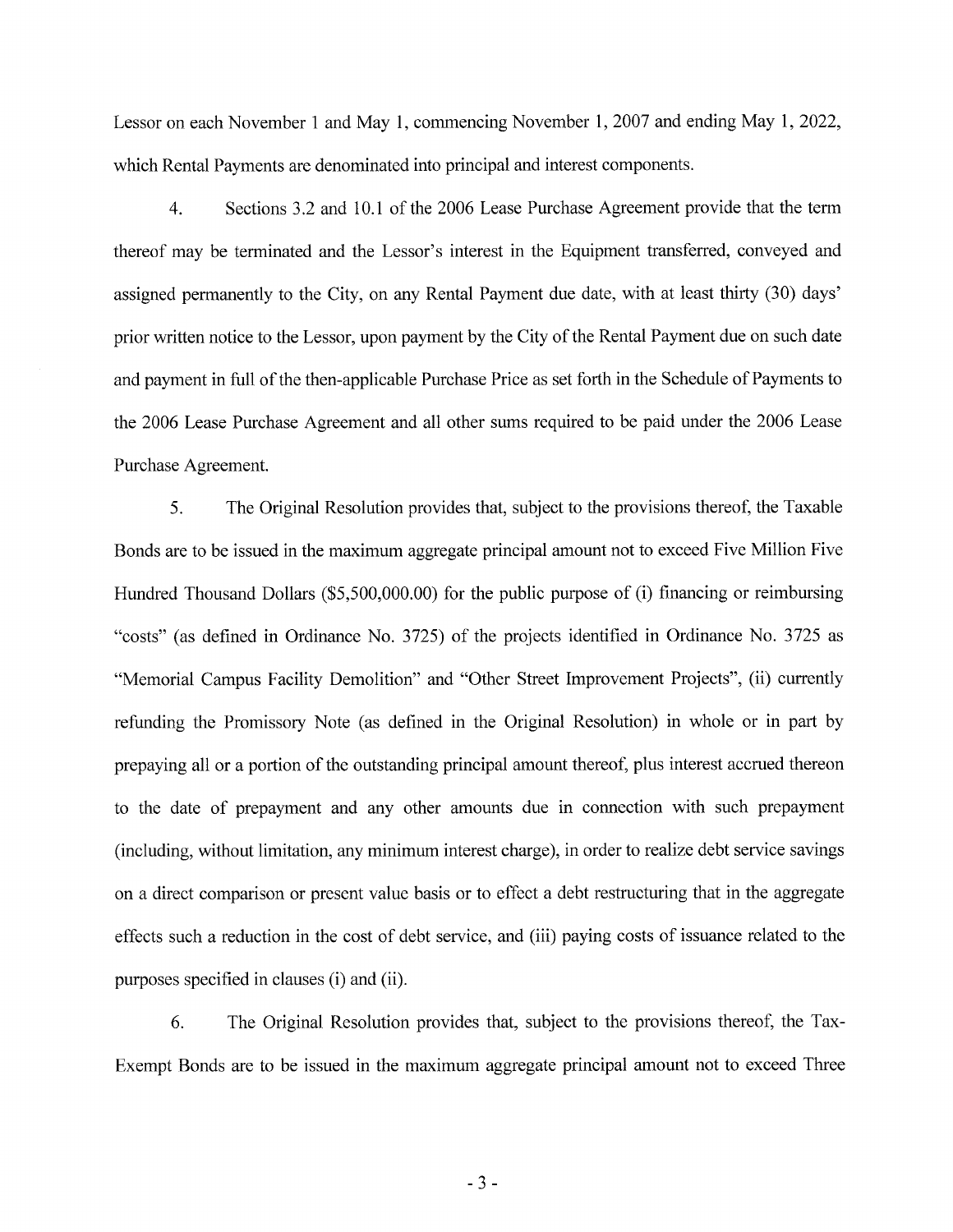Lessor on each November 1 and May 1, commencing November 1, 2007 and ending May 1, 2022, which Rental Payments are denominated into principal and interest components.

4. Sections 3.2 and 10.1 of the 2006 Lease Purchase Agreement provide that the term thereof may be terminated and the Lessor's interest in the Equipment transferred, conveyed and assigned permanently to the City, on any Rental Payment due date, with at least thirty (30) days' prior written notice to the Lessor, upon payment by the City of the Rental Payment due on such date and payment in full of the then-applicable Purchase Price as set forth in the Schedule of Payments to the 2006 Lease Purchase Agreement and all other sums required to be paid under the 2006 Lease Purchase Agreement.

5. The Original Resolution provides that, subject to the provisions thereof, the Taxable Bonds are to be issued in the maximum aggregate principal amount not to exceed Five Million Five Hundred Thousand Dollars ($5,500,000.00) for the public purpose of (i) financing or reimbursing "costs" (as defined in Ordinance No. 3725) of the projects identified in Ordinance No. 3725 as "Memorial Campus Facility Demolition" and "Other Street Improvement Projects", (ii) currently refunding the Promissory Note (as defined in the Original Resolution) in whole or in part by prepaying all or a portion of the outstanding principal amount thereof, plus interest accrued thereon to the date of prepayment and any other amounts due in connection with such prepayment (including, without limitation, any minimum interest charge), in order to realize debt service savings on a direct comparison or present value basis or to effect a debt restructuring that in the aggregate effects such a reduction in the cost of debt service, and (iii) paying costs of issuance related to the purposes specified in clauses (i) and (ii).

6. The Original Resolution provides that, subject to the provisions thereof, the Tax-Exempt Bonds are to be issued in the maximum aggregate principal amount not to exceed Three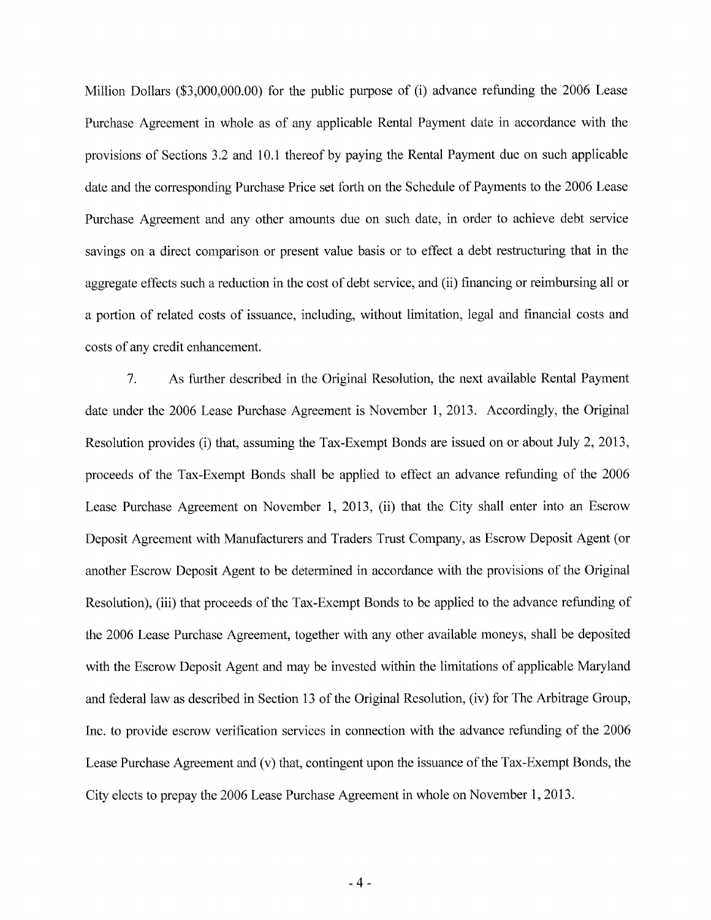Million Dollars ($3,000,000.00) for the public purpose of (i) advance refunding the 2006 Lease Purchase Agreement in whole as of any applicable Rental Payment date in accordance with the provisions of Sections 3.2 and 10.1 thereof by paying the Rental Payment due on such applicable date and the corresponding Purchase Price set forth on the Schedule of Payments to the 2006 Lease Purchase Agreement and any other amounts due on such date, in order to achieve debt service savings on a direct comparison or present value basis or to effect a debt restructuring that in the aggregate effects such a reduction in the cost of debt service, and (ii) financing or reimbursing all or a portion of related costs of issuance, including, without limitation, legal and financial costs and costs of any credit enhancement.

7. As further described in the Original Resolution, the next available Rental Payment date under the 2006 Lease Purchase Agreement is November 1, 2013. Accordingly, the Original Resolution provides (i) that, assuming the Tax-Exempt Bonds are issued on or about July 2, 2013, proceeds of the Tax-Exempt Bonds shall be applied to effect an advance refunding of the 2006 Lease Purchase Agreement on November 1, 2013, (ii) that the City shall enter into an Escrow Deposit Agreement with Manufacturers and Traders Trust Company, as Escrow Deposit Agent (or another Escrow Deposit Agent to be determined in accordance with the provisions of the Original Resolution), (iii) that proceeds of the Tax-Exempt Bonds to be applied to the advance refunding of the 2006 Lease Purchase Agreement, together with any other available moneys, shall be deposited with the Escrow Deposit Agent and may be invested within the limitations of applicable Maryland and federal law as described in Section 13 of the Original Resolution, (iv) for The Arbitrage Group, Inc. to provide escrow verification services in connection with the advance refunding of the 2006 Lease Purchase Agreement and (v) that, contingent upon the issuance of the Tax-Exempt Bonds, the City elects to prepay the 2006 Lease Purchase Agreement in whole on November 1, 2013.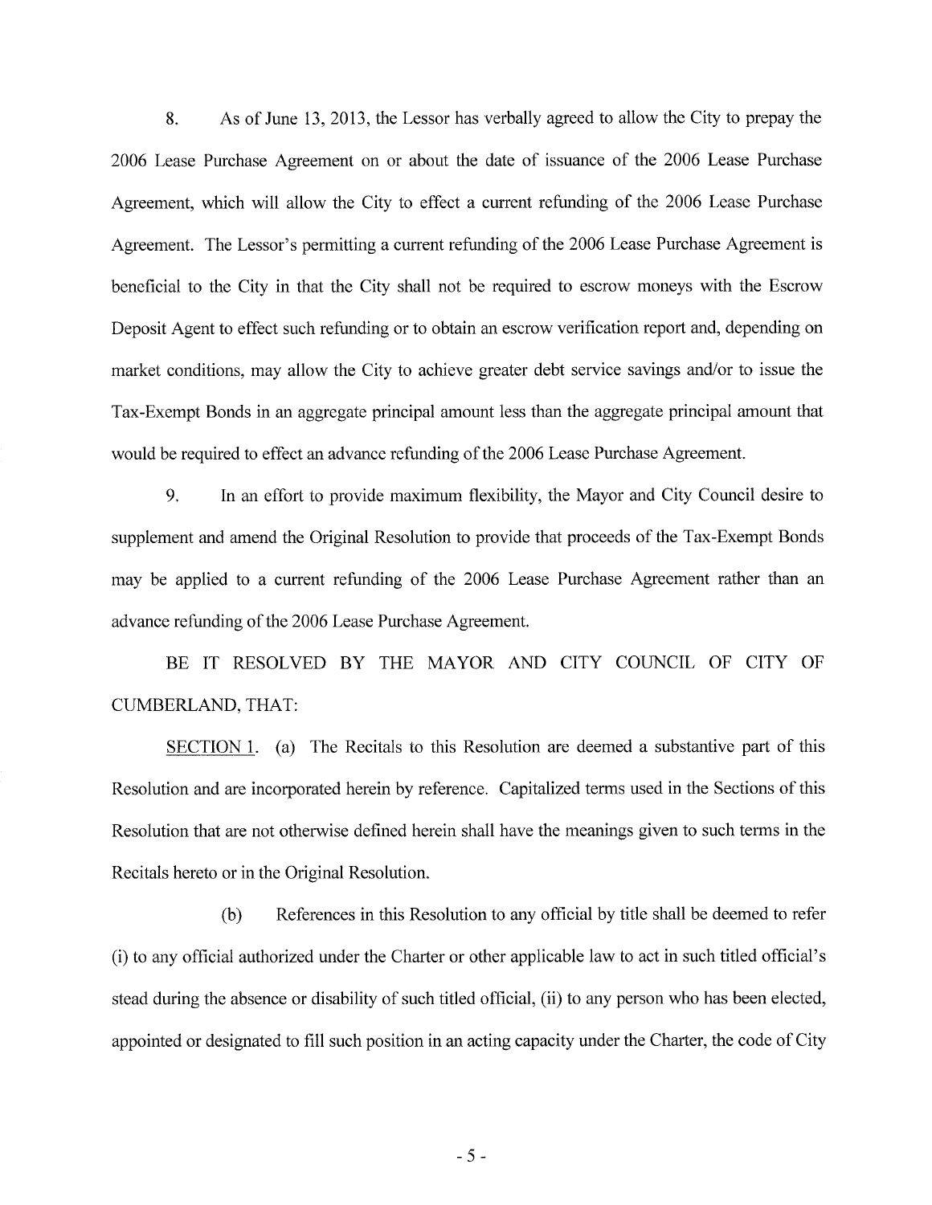8. As of June 13, 2013, the Lessor has verbally agreed to allow the City to prepay the 2006 Lease Purchase Agreement on or about the date of issuance of the 2006 Lease Purchase Agreement, which will allow the City to effect a current refunding of the 2006 Lease Purchase Agreement. The Lessor's permitting a current refunding of the 2006 Lease Purchase Agreement is beneficial to the City in that the City shall not be required to escrow moneys with the Escrow Deposit Agent to effect such refunding or to obtain an escrow verification report and, depending on market conditions, may allow the City to achieve greater debt service savings and/or to issue the Tax-Exempt Bonds in an aggregate principal amount less than the aggregate principal amount that would be required to effect an advance refunding of the 2006 Lease Purchase Agreement.

9. In an effort to provide maximum flexibility, the Mayor and City Council desire to supplement and amend the Original Resolution to provide that proceeds of the Tax-Exempt Bonds may be applied to a current refunding of the 2006 Lease Purchase Agreement rather than an advance refunding of the 2006 Lease Purchase Agreement.

BE IT RESOLVED BY THE MAYOR AND CITY COUNCIL OF CITY OF CUMBERLAND, THAT:

SECTION 1. (a) The Recitals to this Resolution are deemed a substantive part of this Resolution and are incorporated herein by reference. Capitalized terms used in the Sections of this Resolution that are not otherwise defined herein shall have the meanings given to such terms in the Recitals hereto or in the Original Resolution.

(b) References in this Resolution to any official by title shall be deemed to refer (i) to any official authorized under the Charter or other applicable law to act in such titled official's stead during the absence or disability of such titled official, (ii) to any person who has been elected, appointed or designated to fill such position in an acting capacity under the Charter, the code of City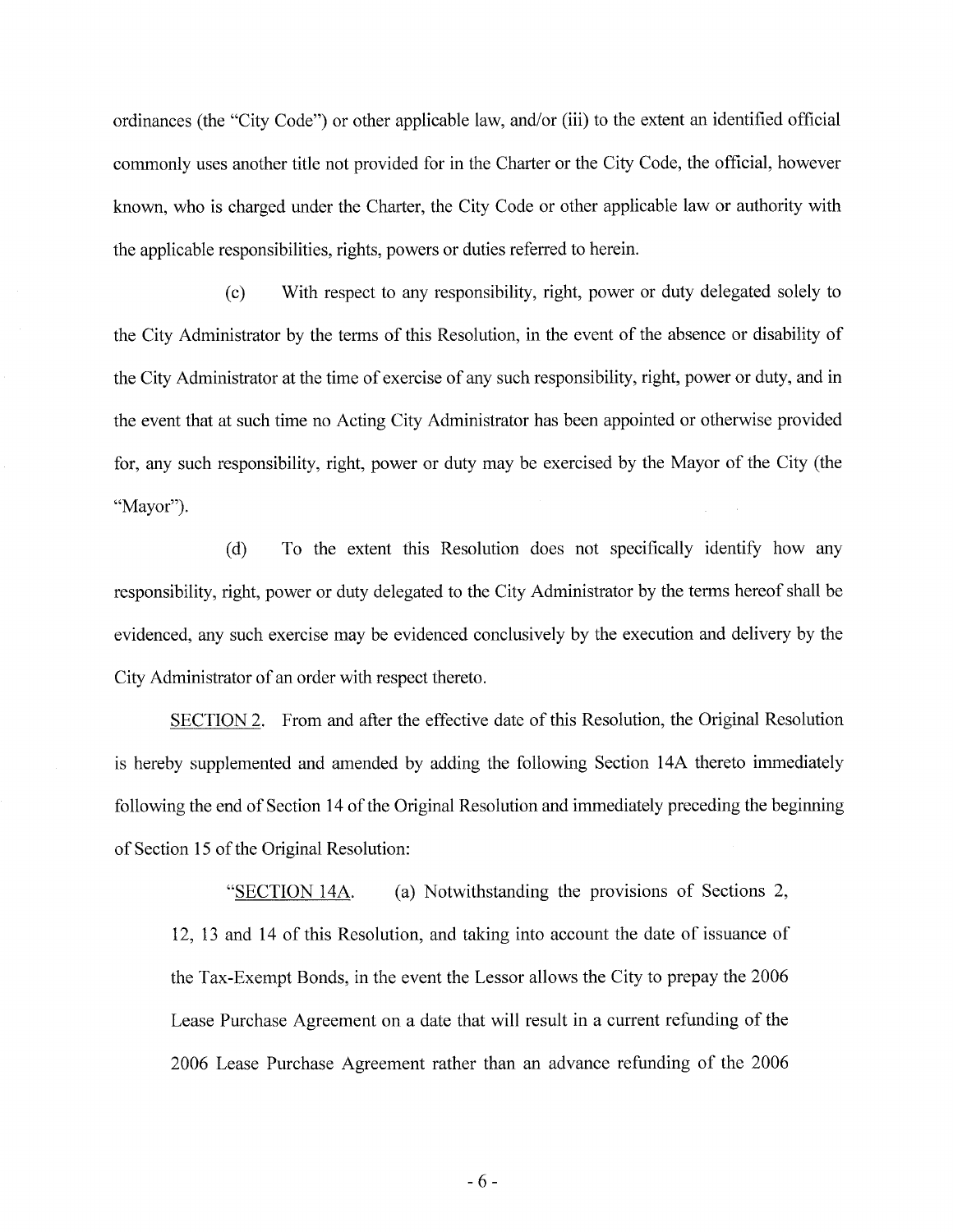ordinances (the "City Code") or other applicable law, and/or (iii) to the extent an identified official commonly uses another title not provided for in the Charter or the City Code, the official, however known, who is charged under the Charter, the City Code or other applicable law or authority with the applicable responsibilities, rights, powers or duties referred to herein.

(c) With respect to any responsibility, right, power or duty delegated solely to the City Administrator by the terms of this Resolution, in the event of the absence or disability of the City Administrator at the time of exercise of any such responsibility, right, power or duty, and in the event that at such time no Acting City Administrator has been appointed or otherwise provided for, any such responsibility, right, power or duty may be exercised by the Mayor of the City (the "Mayor").

(d) To the extent this Resolution does not specifically identify how any responsibility, right, power or duty delegated to the City Administrator by the terms hereof shall be evidenced, any such exercise may be evidenced conclusively by the execution and delivery by the City Administrator of an order with respect thereto.

<u>SECTION 2</u>. From and after the effective date of this Resolution, the Original Resolution is hereby supplemented and amended by adding the following Section 14A thereto immediately following the end of Section 14 of the Original Resolution and immediately preceding the beginning of Section 15 of the Original Resolution:

> "<u>SECTION 14A</u>. (a) Notwithstanding the provisions of Sections 2, 12, 13 and 14 of this Resolution, and taking into account the date of issuance of the Tax-Exempt Bonds, in the event the Lessor allows the City to prepay the 2006 Lease Purchase Agreement on a date that will result in a current refunding of the 2006 Lease Purchase Agreement rather than an advance refunding of the 2006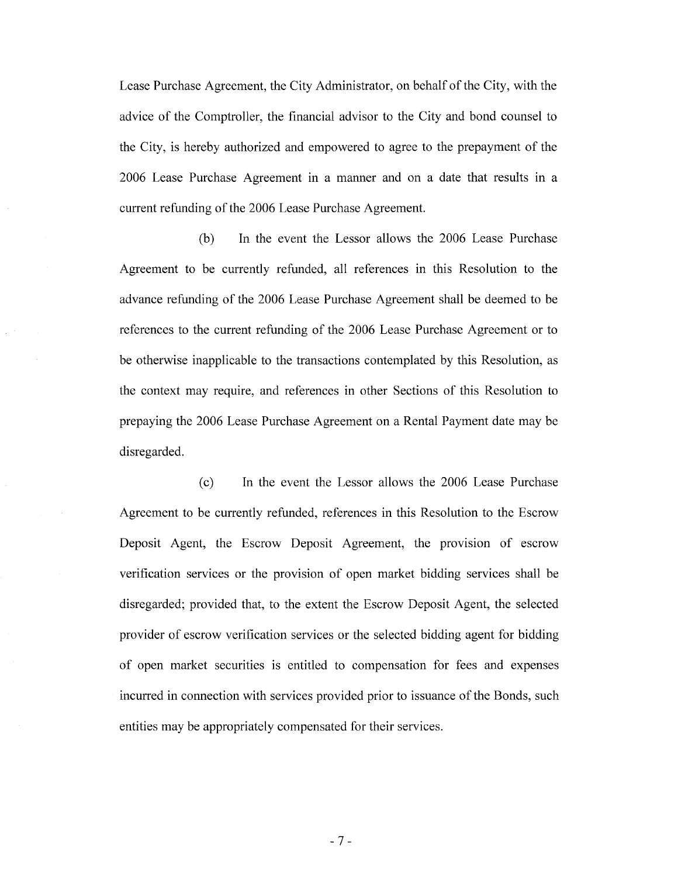Lease Purchase Agreement, the City Administrator, on behalf of the City, with the advice of the Comptroller, the financial advisor to the City and bond counsel to the City, is hereby authorized and empowered to agree to the prepayment of the 2006 Lease Purchase Agreement in a manner and on a date that results in a current refunding of the 2006 Lease Purchase Agreement.

(b) In the event the Lessor allows the 2006 Lease Purchase Agreement to be currently refunded, all references in this Resolution to the advance refunding of the 2006 Lease Purchase Agreement shall be deemed to be references to the current refunding of the 2006 Lease Purchase Agreement or to be otherwise inapplicable to the transactions contemplated by this Resolution, as the context may require, and references in other Sections of this Resolution to prepaying the 2006 Lease Purchase Agreement on a Rental Payment date may be disregarded.

(c) In the event the Lessor allows the 2006 Lease Purchase Agreement to be currently refunded, references in this Resolution to the Escrow Deposit Agent, the Escrow Deposit Agreement, the provision of escrow verification services or the provision of open market bidding services shall be disregarded; provided that, to the extent the Escrow Deposit Agent, the selected provider of escrow verification services or the selected bidding agent for bidding of open market securities is entitled to compensation for fees and expenses incurred in connection with services provided prior to issuance of the Bonds, such entities may be appropriately compensated for their services.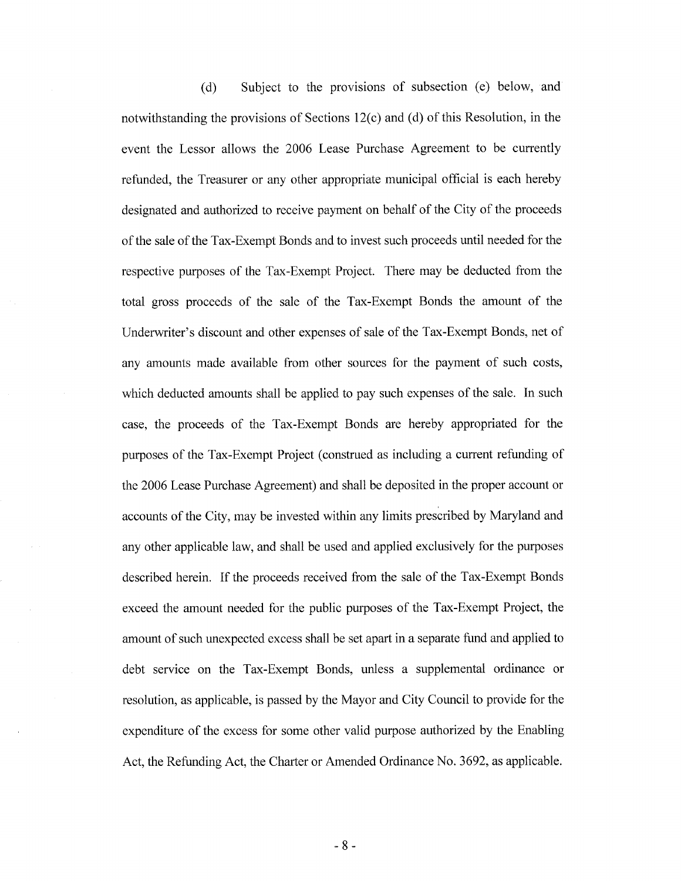(d) Subject to the provisions of subsection (e) below, and notwithstanding the provisions of Sections 12(c) and (d) of this Resolution, in the event the Lessor allows the 2006 Lease Purchase Agreement to be currently refunded, the Treasurer or any other appropriate municipal official is each hereby designated and authorized to receive payment on behalf of the City of the proceeds of the sale of the Tax-Exempt Bonds and to invest such proceeds until needed for the respective purposes of the Tax-Exempt Project. There may be deducted from the total gross proceeds of the sale of the Tax-Exempt Bonds the amount of the Underwriter's discount and other expenses of sale of the Tax-Exempt Bonds, net of any amounts made available from other sources for the payment of such costs, which deducted amounts shall be applied to pay such expenses of the sale. In such case, the proceeds of the Tax-Exempt Bonds are hereby appropriated for the purposes of the Tax-Exempt Project (construed as including a current refunding of the 2006 Lease Purchase Agreement) and shall be deposited in the proper account or accounts of the City, may be invested within any limits prescribed by Maryland and any other applicable law, and shall be used and applied exclusively for the purposes described herein. If the proceeds received from the sale of the Tax-Exempt Bonds exceed the amount needed for the public purposes of the Tax-Exempt Project, the amount of such unexpected excess shall be set apart in a separate fund and applied to debt service on the Tax-Exempt Bonds, unless a supplemental ordinance or resolution, as applicable, is passed by the Mayor and City Council to provide for the expenditure of the excess for some other valid purpose authorized by the Enabling Act, the Refunding Act, the Charter or Amended Ordinance No. 3692, as applicable.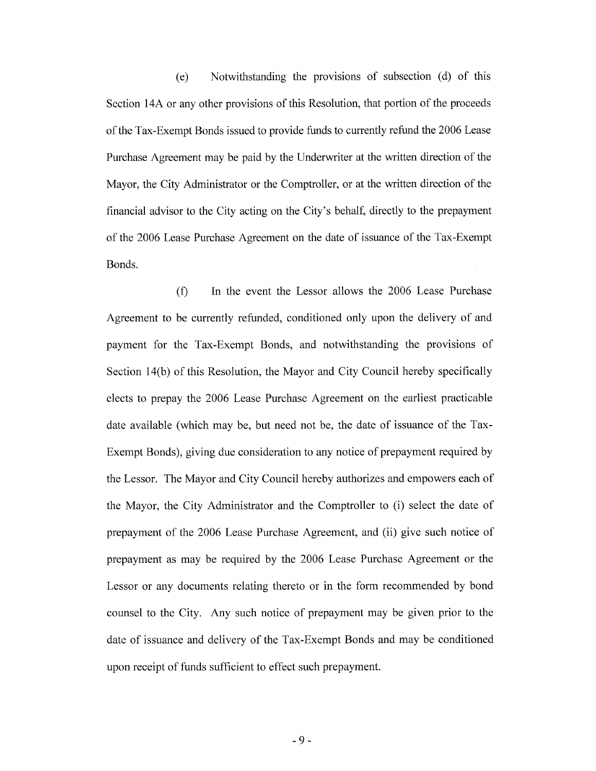(e) Notwithstanding the provisions of subsection (d) of this Section 14A or any other provisions of this Resolution, that portion of the proceeds of the Tax-Exempt Bonds issued to provide funds to currently refund the 2006 Lease Purchase Agreement may be paid by the Underwriter at the written direction of the Mayor, the City Administrator or the Comptroller, or at the written direction of the financial advisor to the City acting on the City's behalf, directly to the prepayment of the 2006 Lease Purchase Agreement on the date of issuance of the Tax-Exempt Bonds.

(f) In the event the Lessor allows the 2006 Lease Purchase Agreement to be currently refunded, conditioned only upon the delivery of and payment for the Tax-Exempt Bonds, and notwithstanding the provisions of Section 14(b) of this Resolution, the Mayor and City Council hereby specifically elects to prepay the 2006 Lease Purchase Agreement on the earliest practicable date available (which may be, but need not be, the date of issuance of the Tax-Exempt Bonds), giving due consideration to any notice of prepayment required by the Lessor. The Mayor and City Council hereby authorizes and empowers each of the Mayor, the City Administrator and the Comptroller to (i) select the date of prepayment of the 2006 Lease Purchase Agreement, and (ii) give such notice of prepayment as may be required by the 2006 Lease Purchase Agreement or the Lessor or any documents relating thereto or in the form recommended by bond counsel to the City. Any such notice of prepayment may be given prior to the date of issuance and delivery of the Tax-Exempt Bonds and may be conditioned upon receipt of funds sufficient to effect such prepayment.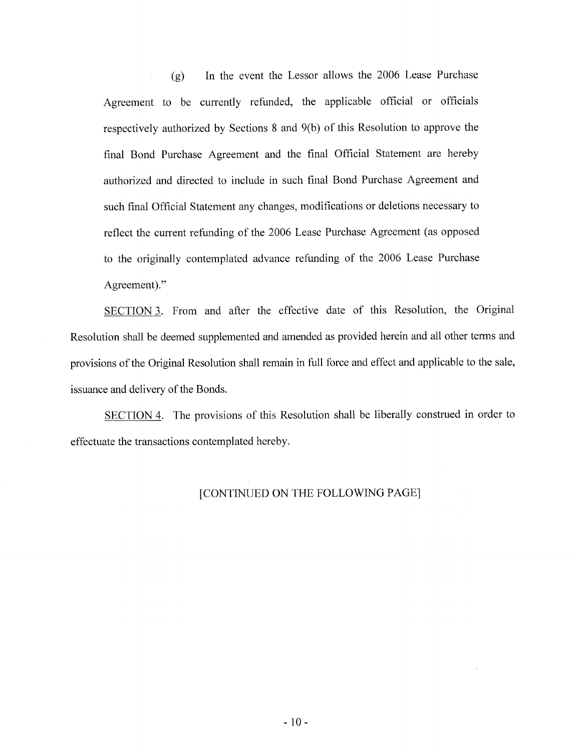(g) In the event the Lessor allows the 2006 Lease Purchase Agreement to be currently refunded, the applicable official or officials respectively authorized by Sections 8 and 9(b) of this Resolution to approve the final Bond Purchase Agreement and the final Official Statement are hereby authorized and directed to include in such final Bond Purchase Agreement and such final Official Statement any changes, modifications or deletions necessary to reflect the current refunding of the 2006 Lease Purchase Agreement (as opposed to the originally contemplated advance refunding of the 2006 Lease Purchase Agreement)."

<u>SECTION 3</u>. From and after the effective date of this Resolution, the Original Resolution shall be deemed supplemented and amended as provided herein and all other terms and provisions of the Original Resolution shall remain in full force and effect and applicable to the sale, issuance and delivery of the Bonds.

<u>SECTION 4</u>. The provisions of this Resolution shall be liberally construed in order to effectuate the transactions contemplated hereby.

[CONTINUED ON THE FOLLOWING PAGE]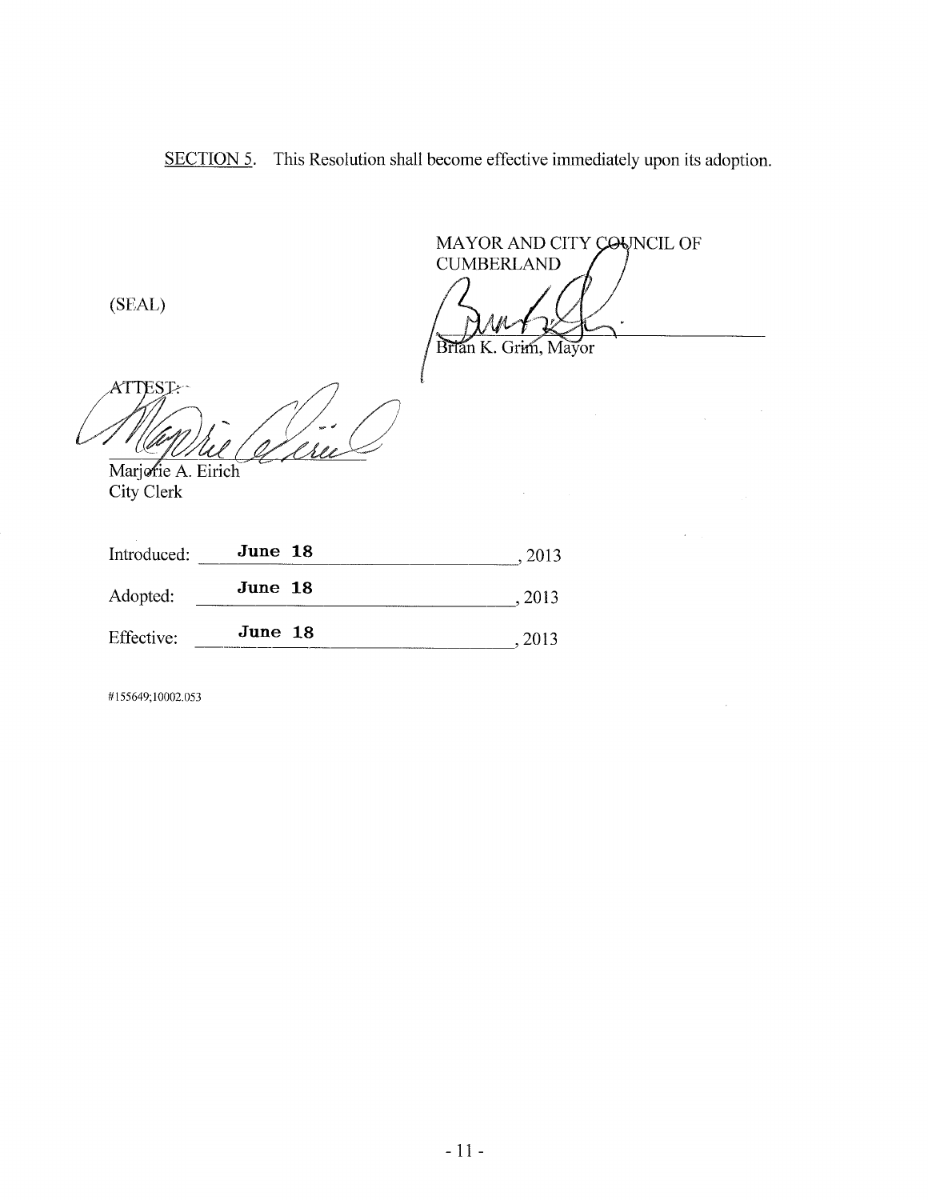<u>SECTION 5</u>. This Resolution shall become effective immediately upon its adoption.

MAYOR AND CITY COUNCIL OF CUMBERLAND

(SEAL)

Brian K. Grim, Mayor

ATTEST:

Marjorie A. Eirich
City Clerk

| | | |
|---|---|---|
| Introduced: | **June 18** | , 2013 |
| Adopted: | **June 18** | , 2013 |
| Effective: | **June 18** | , 2013 |

#155649;10002.053